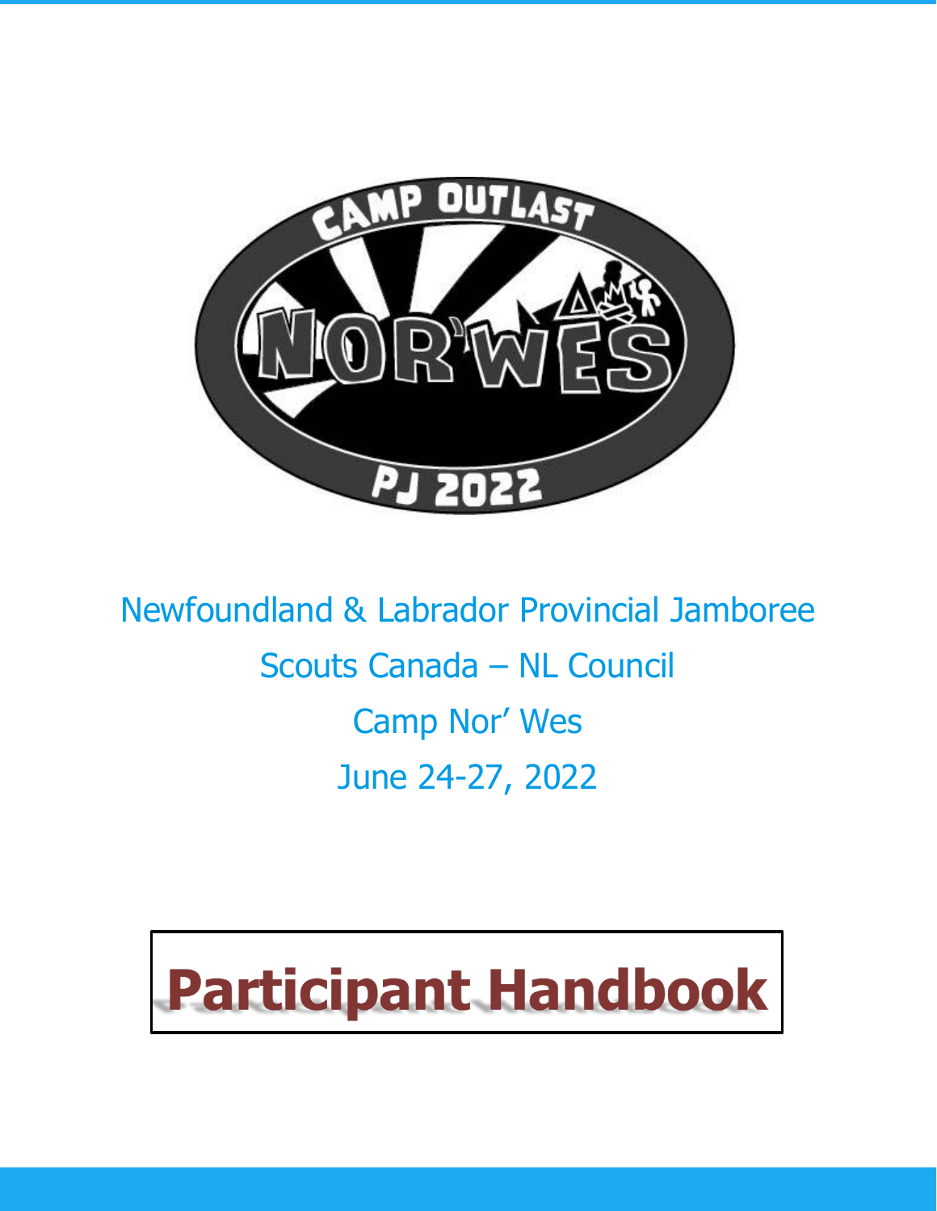CAMP OUTLAST

NOR'WES

PJ 2022

Newfoundland & Labrador Provincial Jamboree

Scouts Canada – NL Council

Camp Nor' Wes

June 24-27, 2022

# Participant Handbook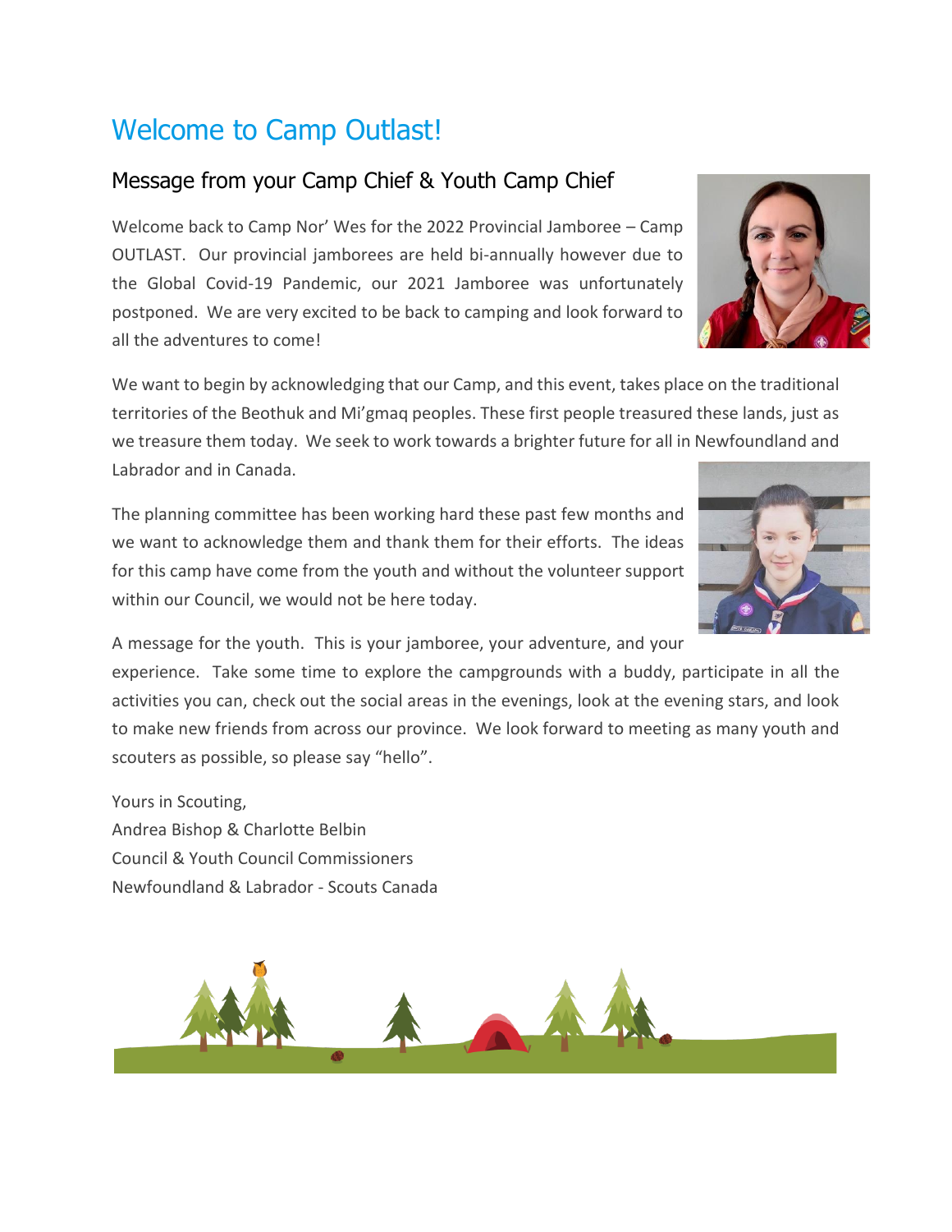# Welcome to Camp Outlast!

## Message from your Camp Chief & Youth Camp Chief

Welcome back to Camp Nor' Wes for the 2022 Provincial Jamboree – Camp OUTLAST. Our provincial jamborees are held bi-annually however due to the Global Covid-19 Pandemic, our 2021 Jamboree was unfortunately postponed. We are very excited to be back to camping and look forward to all the adventures to come!

We want to begin by acknowledging that our Camp, and this event, takes place on the traditional territories of the Beothuk and Mi'gmaq peoples. These first people treasured these lands, just as we treasure them today. We seek to work towards a brighter future for all in Newfoundland and Labrador and in Canada.

The planning committee has been working hard these past few months and we want to acknowledge them and thank them for their efforts. The ideas for this camp have come from the youth and without the volunteer support within our Council, we would not be here today.

A message for the youth. This is your jamboree, your adventure, and your experience. Take some time to explore the campgrounds with a buddy, participate in all the activities you can, check out the social areas in the evenings, look at the evening stars, and look to make new friends from across our province. We look forward to meeting as many youth and scouters as possible, so please say "hello".

Yours in Scouting,
Andrea Bishop & Charlotte Belbin
Council & Youth Council Commissioners
Newfoundland & Labrador - Scouts Canada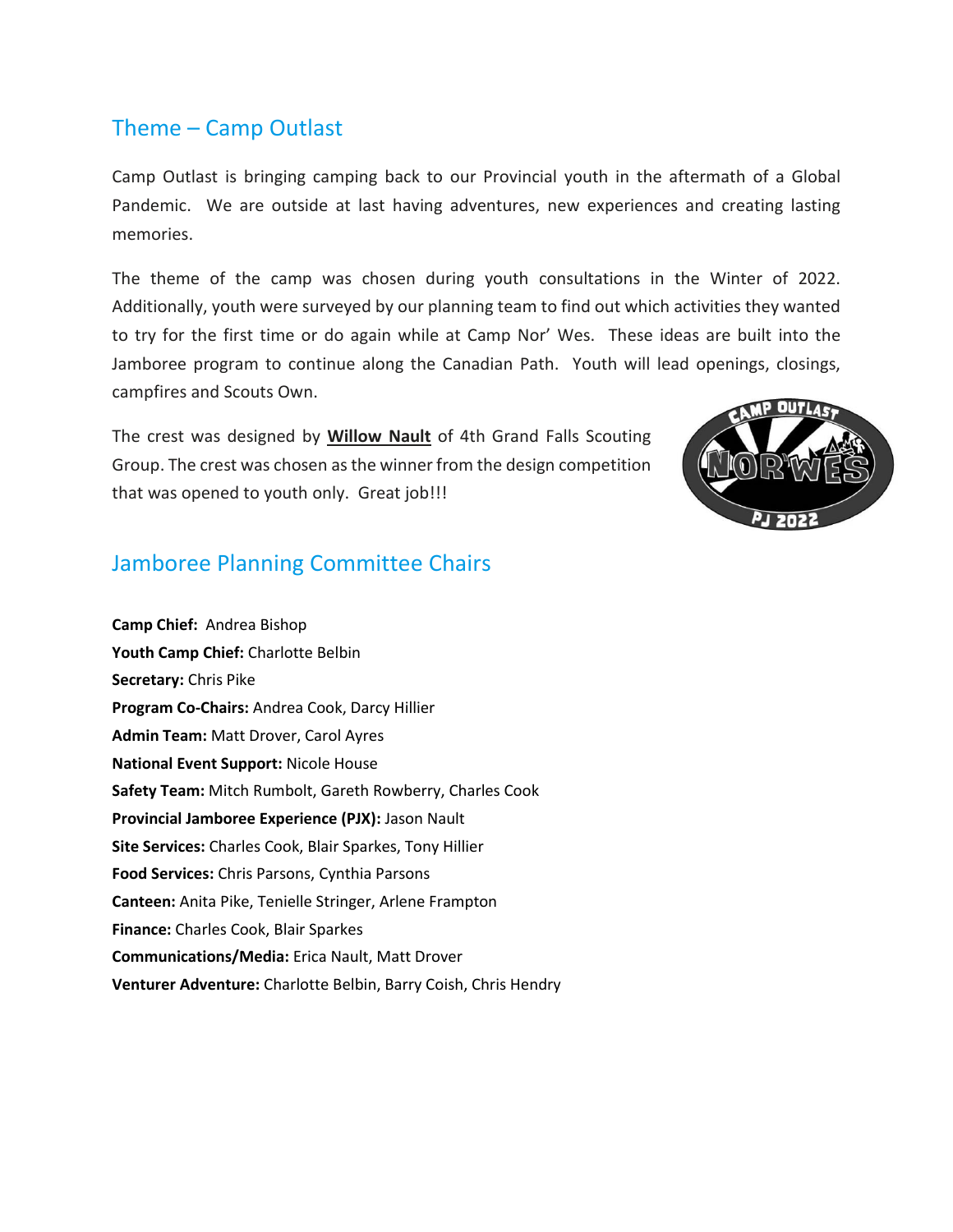## Theme – Camp Outlast

Camp Outlast is bringing camping back to our Provincial youth in the aftermath of a Global Pandemic. We are outside at last having adventures, new experiences and creating lasting memories.

The theme of the camp was chosen during youth consultations in the Winter of 2022. Additionally, youth were surveyed by our planning team to find out which activities they wanted to try for the first time or do again while at Camp Nor' Wes. These ideas are built into the Jamboree program to continue along the Canadian Path. Youth will lead openings, closings, campfires and Scouts Own.

The crest was designed by **Willow Nault** of 4th Grand Falls Scouting Group. The crest was chosen as the winner from the design competition that was opened to youth only. Great job!!!

## Jamboree Planning Committee Chairs

**Camp Chief:** Andrea Bishop
**Youth Camp Chief:** Charlotte Belbin
**Secretary:** Chris Pike
**Program Co-Chairs:** Andrea Cook, Darcy Hillier
**Admin Team:** Matt Drover, Carol Ayres
**National Event Support:** Nicole House
**Safety Team:** Mitch Rumbolt, Gareth Rowberry, Charles Cook
**Provincial Jamboree Experience (PJX):** Jason Nault
**Site Services:** Charles Cook, Blair Sparkes, Tony Hillier
**Food Services:** Chris Parsons, Cynthia Parsons
**Canteen:** Anita Pike, Tenielle Stringer, Arlene Frampton
**Finance:** Charles Cook, Blair Sparkes
**Communications/Media:** Erica Nault, Matt Drover
**Venturer Adventure:** Charlotte Belbin, Barry Coish, Chris Hendry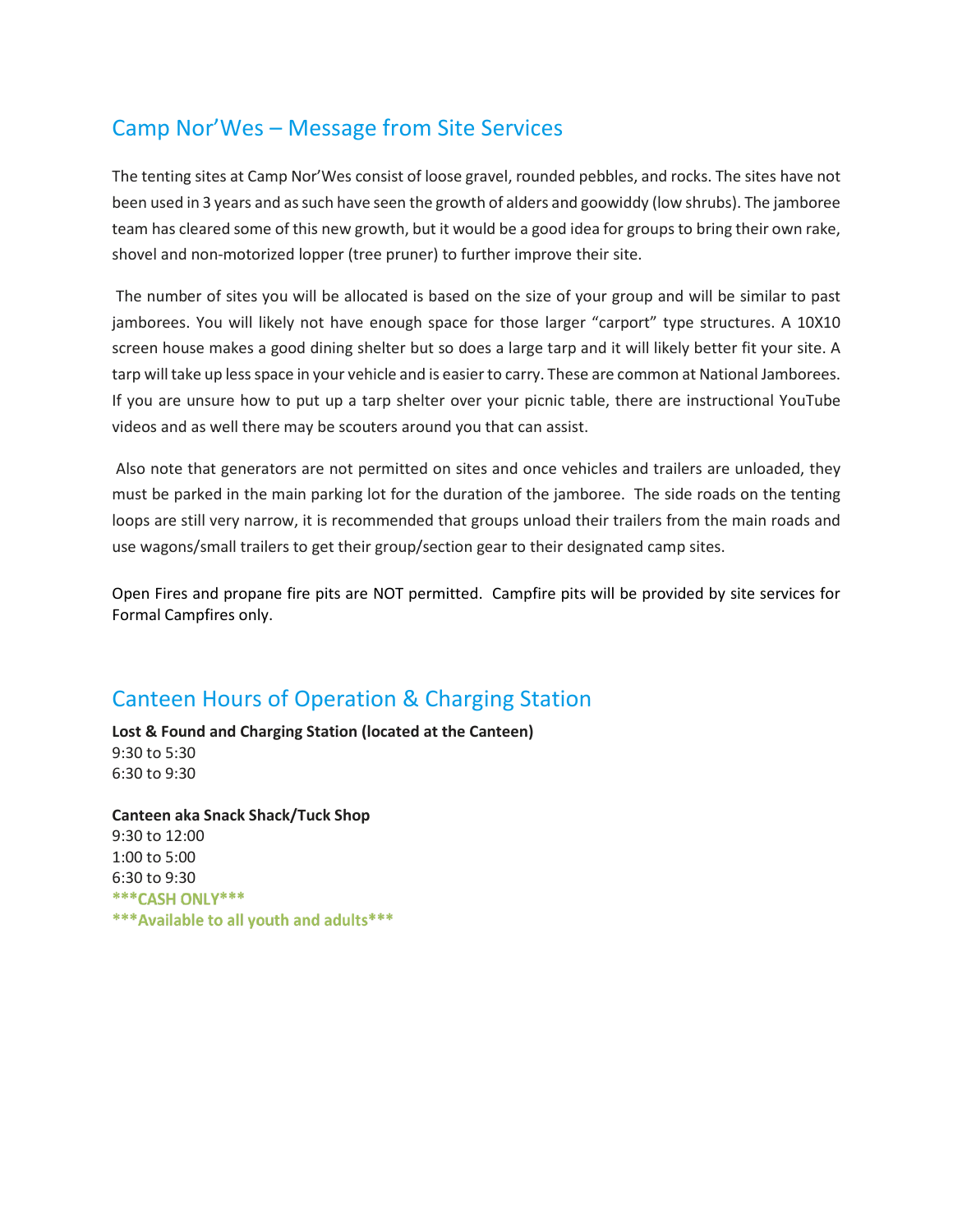## Camp Nor'Wes – Message from Site Services

The tenting sites at Camp Nor'Wes consist of loose gravel, rounded pebbles, and rocks. The sites have not been used in 3 years and as such have seen the growth of alders and goowiddy (low shrubs). The jamboree team has cleared some of this new growth, but it would be a good idea for groups to bring their own rake, shovel and non-motorized lopper (tree pruner) to further improve their site.

The number of sites you will be allocated is based on the size of your group and will be similar to past jamborees. You will likely not have enough space for those larger "carport" type structures. A 10X10 screen house makes a good dining shelter but so does a large tarp and it will likely better fit your site. A tarp will take up less space in your vehicle and is easier to carry. These are common at National Jamborees. If you are unsure how to put up a tarp shelter over your picnic table, there are instructional YouTube videos and as well there may be scouters around you that can assist.

Also note that generators are not permitted on sites and once vehicles and trailers are unloaded, they must be parked in the main parking lot for the duration of the jamboree. The side roads on the tenting loops are still very narrow, it is recommended that groups unload their trailers from the main roads and use wagons/small trailers to get their group/section gear to their designated camp sites.

Open Fires and propane fire pits are NOT permitted. Campfire pits will be provided by site services for Formal Campfires only.

## Canteen Hours of Operation & Charging Station

**Lost & Found and Charging Station (located at the Canteen)**
9:30 to 5:30
6:30 to 9:30

**Canteen aka Snack Shack/Tuck Shop**
9:30 to 12:00
1:00 to 5:00
6:30 to 9:30
**\*\*\*CASH ONLY\*\*\***
**\*\*\*Available to all youth and adults\*\*\***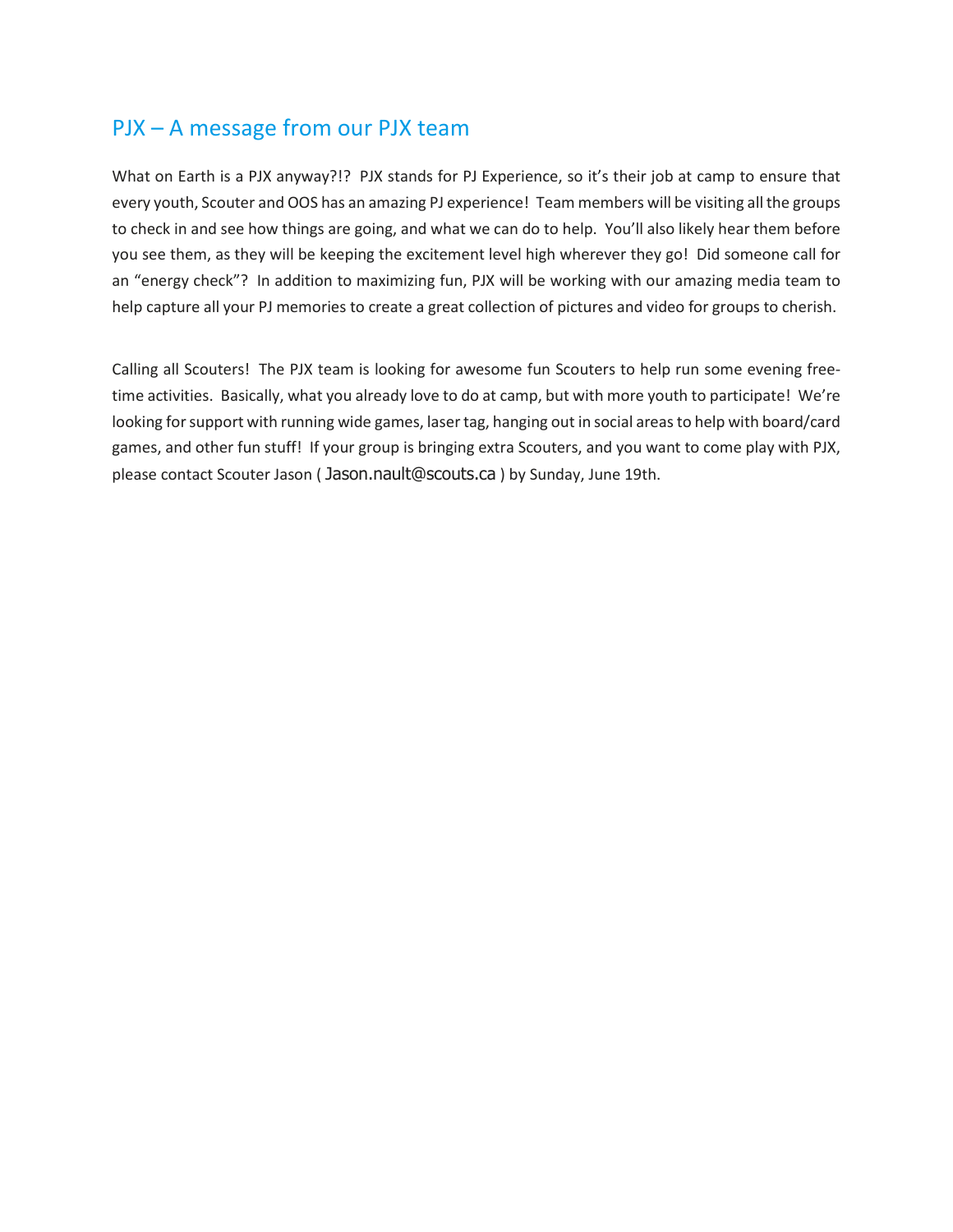## PJX – A message from our PJX team

What on Earth is a PJX anyway?!? PJX stands for PJ Experience, so it's their job at camp to ensure that every youth, Scouter and OOS has an amazing PJ experience! Team members will be visiting all the groups to check in and see how things are going, and what we can do to help. You'll also likely hear them before you see them, as they will be keeping the excitement level high wherever they go! Did someone call for an "energy check"? In addition to maximizing fun, PJX will be working with our amazing media team to help capture all your PJ memories to create a great collection of pictures and video for groups to cherish.

Calling all Scouters! The PJX team is looking for awesome fun Scouters to help run some evening free-time activities. Basically, what you already love to do at camp, but with more youth to participate! We're looking for support with running wide games, laser tag, hanging out in social areas to help with board/card games, and other fun stuff! If your group is bringing extra Scouters, and you want to come play with PJX, please contact Scouter Jason ( Jason.nault@scouts.ca ) by Sunday, June 19th.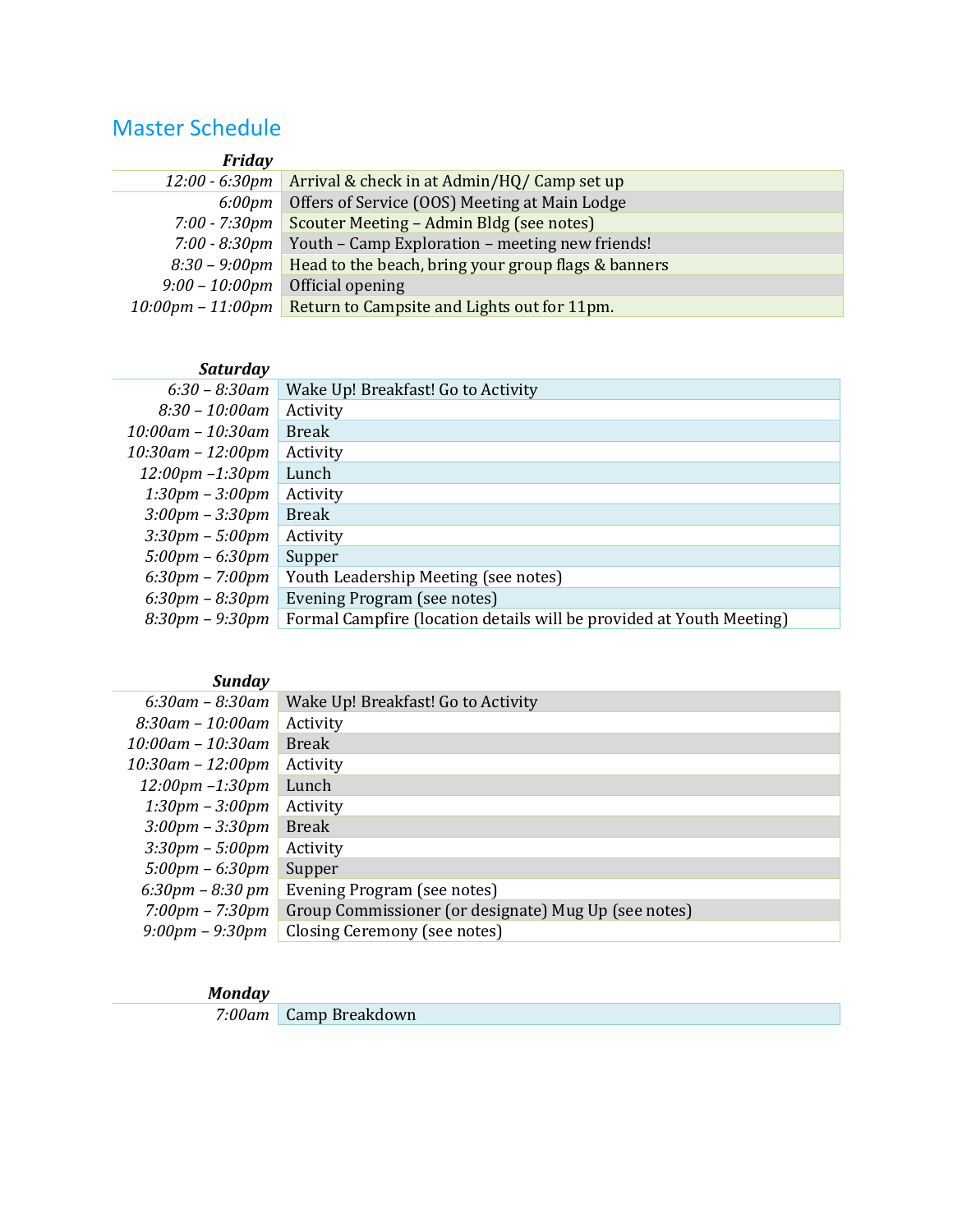## Master Schedule

| *Friday* | |
|---|---|
| *12:00 - 6:30pm* | Arrival & check in at Admin/HQ/ Camp set up |
| *6:00pm* | Offers of Service (OOS) Meeting at Main Lodge |
| *7:00 - 7:30pm* | Scouter Meeting – Admin Bldg (see notes) |
| *7:00 - 8:30pm* | Youth – Camp Exploration – meeting new friends! |
| *8:30 – 9:00pm* | Head to the beach, bring your group flags & banners |
| *9:00 – 10:00pm* | Official opening |
| *10:00pm – 11:00pm* | Return to Campsite and Lights out for 11pm. |

| *Saturday* | |
|---|---|
| *6:30 – 8:30am* | Wake Up! Breakfast! Go to Activity |
| *8:30 – 10:00am* | Activity |
| *10:00am – 10:30am* | Break |
| *10:30am – 12:00pm* | Activity |
| *12:00pm –1:30pm* | Lunch |
| *1:30pm – 3:00pm* | Activity |
| *3:00pm – 3:30pm* | Break |
| *3:30pm – 5:00pm* | Activity |
| *5:00pm – 6:30pm* | Supper |
| *6:30pm – 7:00pm* | Youth Leadership Meeting (see notes) |
| *6:30pm – 8:30pm* | Evening Program (see notes) |
| *8:30pm – 9:30pm* | Formal Campfire (location details will be provided at Youth Meeting) |

| *Sunday* | |
|---|---|
| *6:30am – 8:30am* | Wake Up! Breakfast! Go to Activity |
| *8:30am – 10:00am* | Activity |
| *10:00am – 10:30am* | Break |
| *10:30am – 12:00pm* | Activity |
| *12:00pm –1:30pm* | Lunch |
| *1:30pm – 3:00pm* | Activity |
| *3:00pm – 3:30pm* | Break |
| *3:30pm – 5:00pm* | Activity |
| *5:00pm – 6:30pm* | Supper |
| *6:30pm – 8:30 pm* | Evening Program (see notes) |
| *7:00pm – 7:30pm* | Group Commissioner (or designate) Mug Up (see notes) |
| *9:00pm – 9:30pm* | Closing Ceremony (see notes) |

| *Monday* | |
|---|---|
| *7:00am* | Camp Breakdown |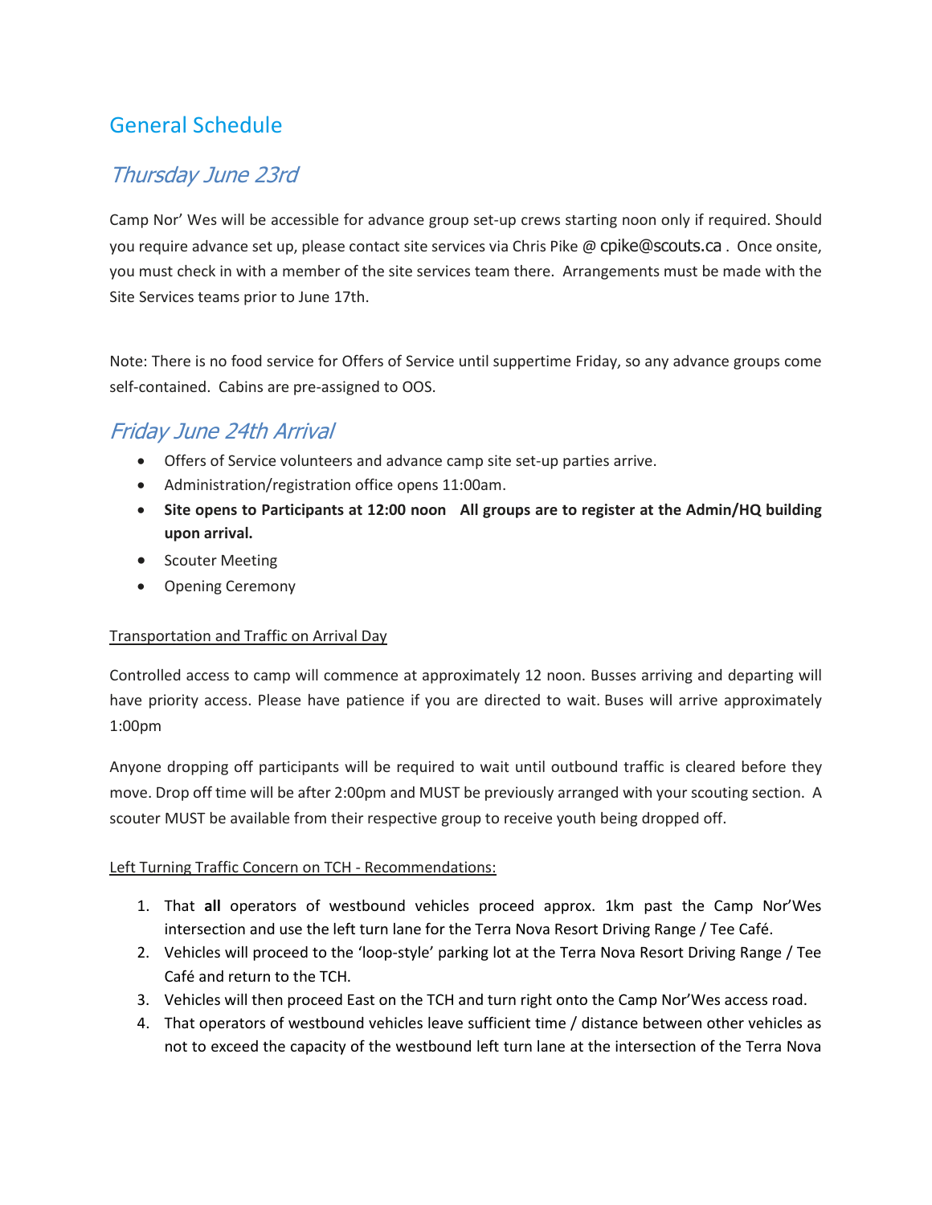# General Schedule

## *Thursday June 23rd*

Camp Nor' Wes will be accessible for advance group set-up crews starting noon only if required. Should you require advance set up, please contact site services via Chris Pike @ cpike@scouts.ca . Once onsite, you must check in with a member of the site services team there. Arrangements must be made with the Site Services teams prior to June 17th.

Note: There is no food service for Offers of Service until suppertime Friday, so any advance groups come self-contained. Cabins are pre-assigned to OOS.

## *Friday June 24th Arrival*

- Offers of Service volunteers and advance camp site set-up parties arrive.
- Administration/registration office opens 11:00am.
- **Site opens to Participants at 12:00 noon All groups are to register at the Admin/HQ building upon arrival.**
- Scouter Meeting
- Opening Ceremony

Transportation and Traffic on Arrival Day

Controlled access to camp will commence at approximately 12 noon. Busses arriving and departing will have priority access. Please have patience if you are directed to wait. Buses will arrive approximately 1:00pm

Anyone dropping off participants will be required to wait until outbound traffic is cleared before they move. Drop off time will be after 2:00pm and MUST be previously arranged with your scouting section. A scouter MUST be available from their respective group to receive youth being dropped off.

Left Turning Traffic Concern on TCH - Recommendations:

1. That **all** operators of westbound vehicles proceed approx. 1km past the Camp Nor'Wes intersection and use the left turn lane for the Terra Nova Resort Driving Range / Tee Café.
2. Vehicles will proceed to the 'loop-style' parking lot at the Terra Nova Resort Driving Range / Tee Café and return to the TCH.
3. Vehicles will then proceed East on the TCH and turn right onto the Camp Nor'Wes access road.
4. That operators of westbound vehicles leave sufficient time / distance between other vehicles as not to exceed the capacity of the westbound left turn lane at the intersection of the Terra Nova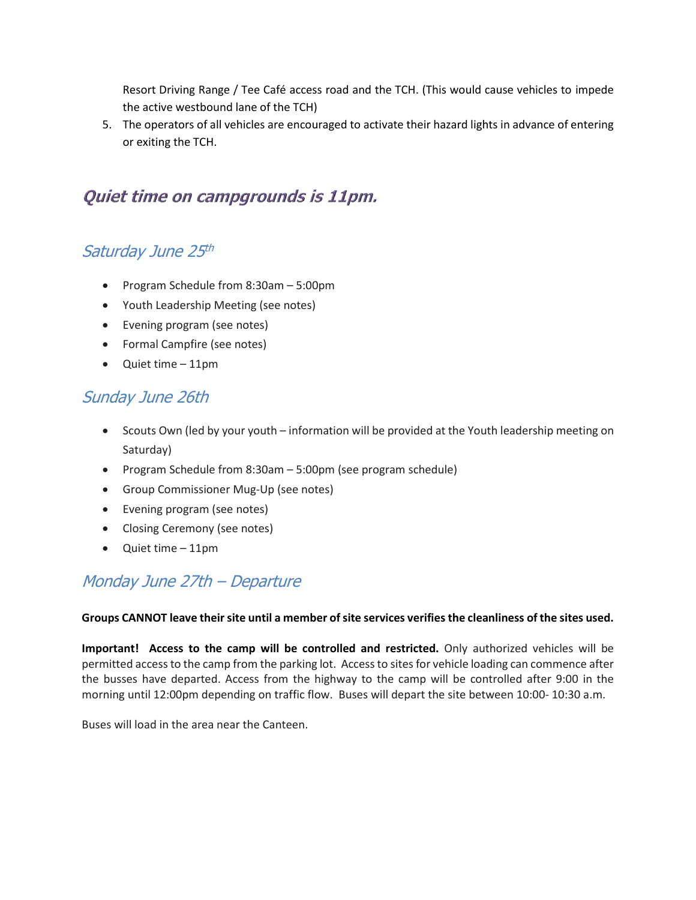Resort Driving Range / Tee Café access road and the TCH. (This would cause vehicles to impede the active westbound lane of the TCH)

5. The operators of all vehicles are encouraged to activate their hazard lights in advance of entering or exiting the TCH.

## *Quiet time on campgrounds is 11pm.*

### *Saturday June 25th*

- Program Schedule from 8:30am – 5:00pm
- Youth Leadership Meeting (see notes)
- Evening program (see notes)
- Formal Campfire (see notes)
- Quiet time – 11pm

### *Sunday June 26th*

- Scouts Own (led by your youth – information will be provided at the Youth leadership meeting on Saturday)
- Program Schedule from 8:30am – 5:00pm (see program schedule)
- Group Commissioner Mug-Up (see notes)
- Evening program (see notes)
- Closing Ceremony (see notes)
- Quiet time – 11pm

### *Monday June 27th – Departure*

**Groups CANNOT leave their site until a member of site services verifies the cleanliness of the sites used.**

**Important! Access to the camp will be controlled and restricted.** Only authorized vehicles will be permitted access to the camp from the parking lot. Access to sites for vehicle loading can commence after the busses have departed. Access from the highway to the camp will be controlled after 9:00 in the morning until 12:00pm depending on traffic flow. Buses will depart the site between 10:00- 10:30 a.m.

Buses will load in the area near the Canteen.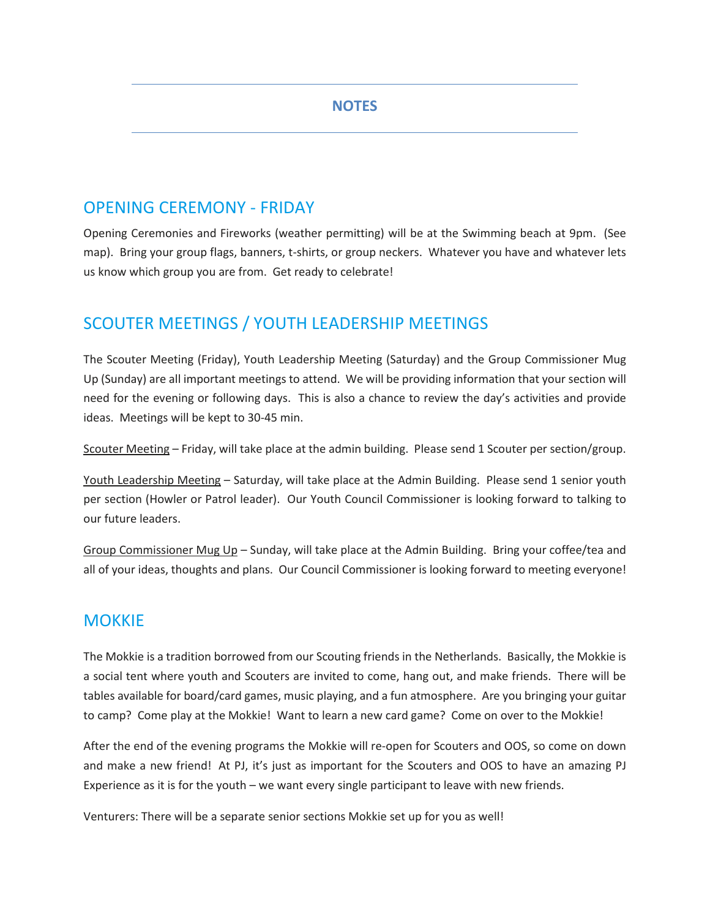## NOTES

## OPENING CEREMONY - FRIDAY

Opening Ceremonies and Fireworks (weather permitting) will be at the Swimming beach at 9pm. (See map). Bring your group flags, banners, t-shirts, or group neckers. Whatever you have and whatever lets us know which group you are from. Get ready to celebrate!

## SCOUTER MEETINGS / YOUTH LEADERSHIP MEETINGS

The Scouter Meeting (Friday), Youth Leadership Meeting (Saturday) and the Group Commissioner Mug Up (Sunday) are all important meetings to attend. We will be providing information that your section will need for the evening or following days. This is also a chance to review the day's activities and provide ideas. Meetings will be kept to 30-45 min.

Scouter Meeting – Friday, will take place at the admin building. Please send 1 Scouter per section/group.

Youth Leadership Meeting – Saturday, will take place at the Admin Building. Please send 1 senior youth per section (Howler or Patrol leader). Our Youth Council Commissioner is looking forward to talking to our future leaders.

Group Commissioner Mug Up – Sunday, will take place at the Admin Building. Bring your coffee/tea and all of your ideas, thoughts and plans. Our Council Commissioner is looking forward to meeting everyone!

## MOKKIE

The Mokkie is a tradition borrowed from our Scouting friends in the Netherlands. Basically, the Mokkie is a social tent where youth and Scouters are invited to come, hang out, and make friends. There will be tables available for board/card games, music playing, and a fun atmosphere. Are you bringing your guitar to camp? Come play at the Mokkie! Want to learn a new card game? Come on over to the Mokkie!

After the end of the evening programs the Mokkie will re-open for Scouters and OOS, so come on down and make a new friend! At PJ, it's just as important for the Scouters and OOS to have an amazing PJ Experience as it is for the youth – we want every single participant to leave with new friends.

Venturers: There will be a separate senior sections Mokkie set up for you as well!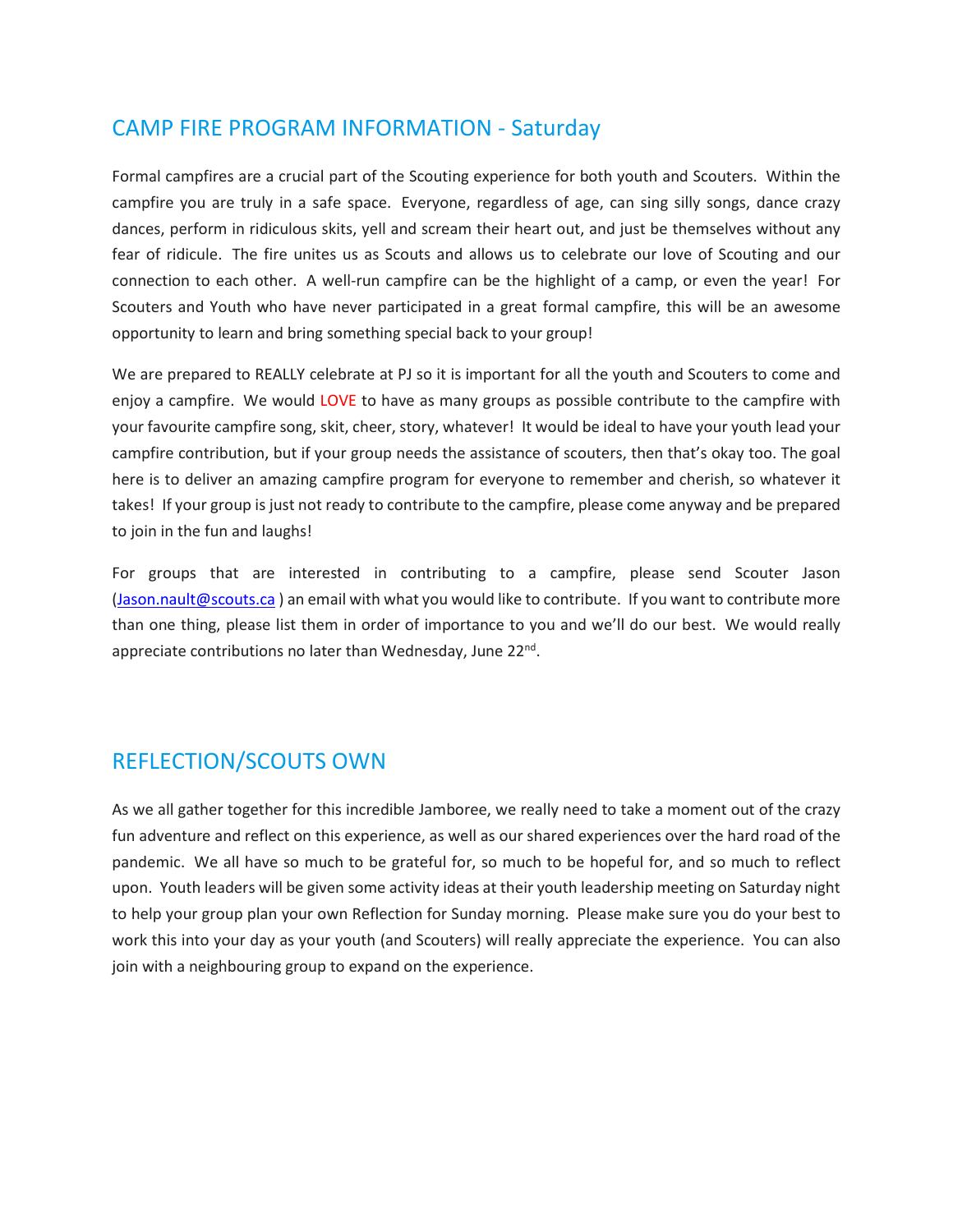## CAMP FIRE PROGRAM INFORMATION - Saturday

Formal campfires are a crucial part of the Scouting experience for both youth and Scouters. Within the campfire you are truly in a safe space. Everyone, regardless of age, can sing silly songs, dance crazy dances, perform in ridiculous skits, yell and scream their heart out, and just be themselves without any fear of ridicule. The fire unites us as Scouts and allows us to celebrate our love of Scouting and our connection to each other. A well-run campfire can be the highlight of a camp, or even the year! For Scouters and Youth who have never participated in a great formal campfire, this will be an awesome opportunity to learn and bring something special back to your group!

We are prepared to REALLY celebrate at PJ so it is important for all the youth and Scouters to come and enjoy a campfire. We would LOVE to have as many groups as possible contribute to the campfire with your favourite campfire song, skit, cheer, story, whatever! It would be ideal to have your youth lead your campfire contribution, but if your group needs the assistance of scouters, then that's okay too. The goal here is to deliver an amazing campfire program for everyone to remember and cherish, so whatever it takes! If your group is just not ready to contribute to the campfire, please come anyway and be prepared to join in the fun and laughs!

For groups that are interested in contributing to a campfire, please send Scouter Jason (Jason.nault@scouts.ca ) an email with what you would like to contribute. If you want to contribute more than one thing, please list them in order of importance to you and we'll do our best. We would really appreciate contributions no later than Wednesday, June 22nd.

## REFLECTION/SCOUTS OWN

As we all gather together for this incredible Jamboree, we really need to take a moment out of the crazy fun adventure and reflect on this experience, as well as our shared experiences over the hard road of the pandemic. We all have so much to be grateful for, so much to be hopeful for, and so much to reflect upon. Youth leaders will be given some activity ideas at their youth leadership meeting on Saturday night to help your group plan your own Reflection for Sunday morning. Please make sure you do your best to work this into your day as your youth (and Scouters) will really appreciate the experience. You can also join with a neighbouring group to expand on the experience.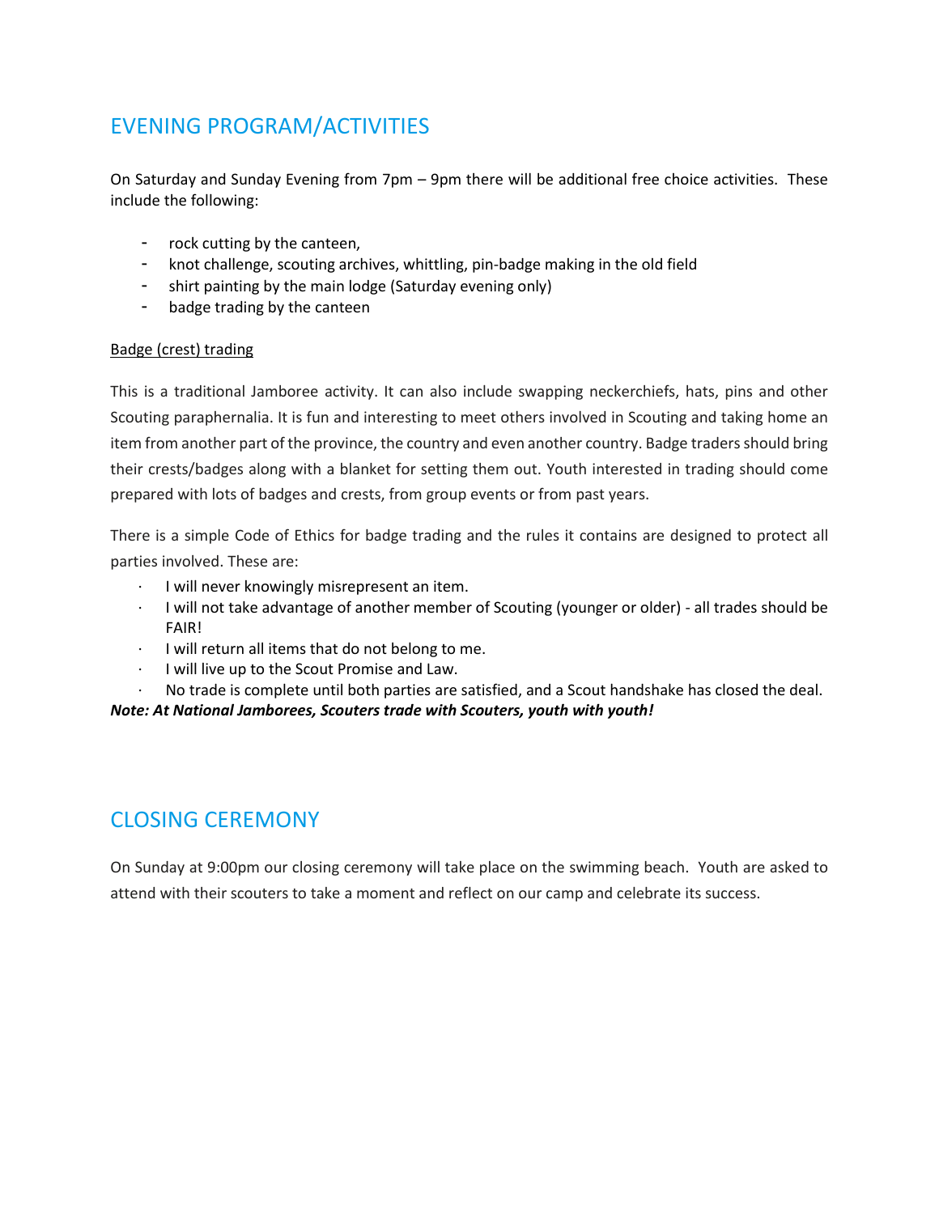## EVENING PROGRAM/ACTIVITIES

On Saturday and Sunday Evening from 7pm – 9pm there will be additional free choice activities. These include the following:

- rock cutting by the canteen,
- knot challenge, scouting archives, whittling, pin-badge making in the old field
- shirt painting by the main lodge (Saturday evening only)
- badge trading by the canteen

<u>Badge (crest) trading</u>

This is a traditional Jamboree activity. It can also include swapping neckerchiefs, hats, pins and other Scouting paraphernalia. It is fun and interesting to meet others involved in Scouting and taking home an item from another part of the province, the country and even another country. Badge traders should bring their crests/badges along with a blanket for setting them out. Youth interested in trading should come prepared with lots of badges and crests, from group events or from past years.

There is a simple Code of Ethics for badge trading and the rules it contains are designed to protect all parties involved. These are:

- I will never knowingly misrepresent an item.
- I will not take advantage of another member of Scouting (younger or older) - all trades should be FAIR!
- I will return all items that do not belong to me.
- I will live up to the Scout Promise and Law.
- No trade is complete until both parties are satisfied, and a Scout handshake has closed the deal.

***Note: At National Jamborees, Scouters trade with Scouters, youth with youth!***

## CLOSING CEREMONY

On Sunday at 9:00pm our closing ceremony will take place on the swimming beach. Youth are asked to attend with their scouters to take a moment and reflect on our camp and celebrate its success.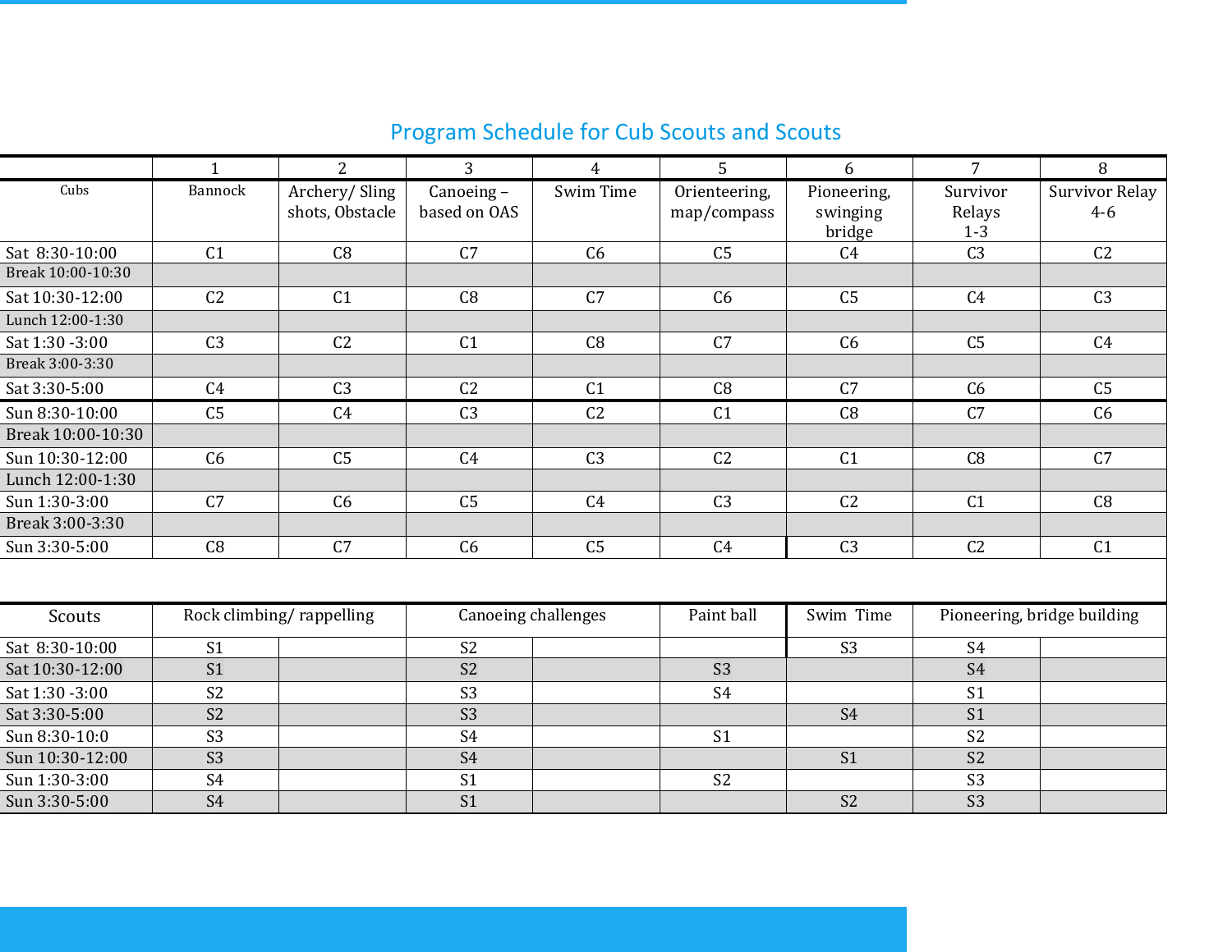## Program Schedule for Cub Scouts and Scouts

| | 1 | 2 | 3 | 4 | 5 | 6 | 7 | 8 |
|---|---|---|---|---|---|---|---|---|
| Cubs | Bannock | Archery/ Sling shots, Obstacle | Canoeing – based on OAS | Swim Time | Orienteering, map/compass | Pioneering, swinging bridge | Survivor Relays 1-3 | Survivor Relay 4-6 |
| Sat 8:30-10:00 | C1 | C8 | C7 | C6 | C5 | C4 | C3 | C2 |
| Break 10:00-10:30 | | | | | | | | |
| Sat 10:30-12:00 | C2 | C1 | C8 | C7 | C6 | C5 | C4 | C3 |
| Lunch 12:00-1:30 | | | | | | | | |
| Sat 1:30 -3:00 | C3 | C2 | C1 | C8 | C7 | C6 | C5 | C4 |
| Break 3:00-3:30 | | | | | | | | |
| Sat 3:30-5:00 | C4 | C3 | C2 | C1 | C8 | C7 | C6 | C5 |
| Sun 8:30-10:00 | C5 | C4 | C3 | C2 | C1 | C8 | C7 | C6 |
| Break 10:00-10:30 | | | | | | | | |
| Sun 10:30-12:00 | C6 | C5 | C4 | C3 | C2 | C1 | C8 | C7 |
| Lunch 12:00-1:30 | | | | | | | | |
| Sun 1:30-3:00 | C7 | C6 | C5 | C4 | C3 | C2 | C1 | C8 |
| Break 3:00-3:30 | | | | | | | | |
| Sun 3:30-5:00 | C8 | C7 | C6 | C5 | C4 | C3 | C2 | C1 |

| Scouts | Rock climbing/ rappelling | Canoeing challenges | Paint ball | Swim Time | Pioneering, bridge building |
|---|---|---|---|---|---|
| Sat 8:30-10:00 | S1 | S2 | | S3 | S4 |
| Sat 10:30-12:00 | S1 | S2 | S3 | | S4 |
| Sat 1:30 -3:00 | S2 | S3 | S4 | | S1 |
| Sat 3:30-5:00 | S2 | S3 | | S4 | S1 |
| Sun 8:30-10:0 | S3 | S4 | S1 | | S2 |
| Sun 10:30-12:00 | S3 | S4 | | S1 | S2 |
| Sun 1:30-3:00 | S4 | S1 | S2 | | S3 |
| Sun 3:30-5:00 | S4 | S1 | | S2 | S3 |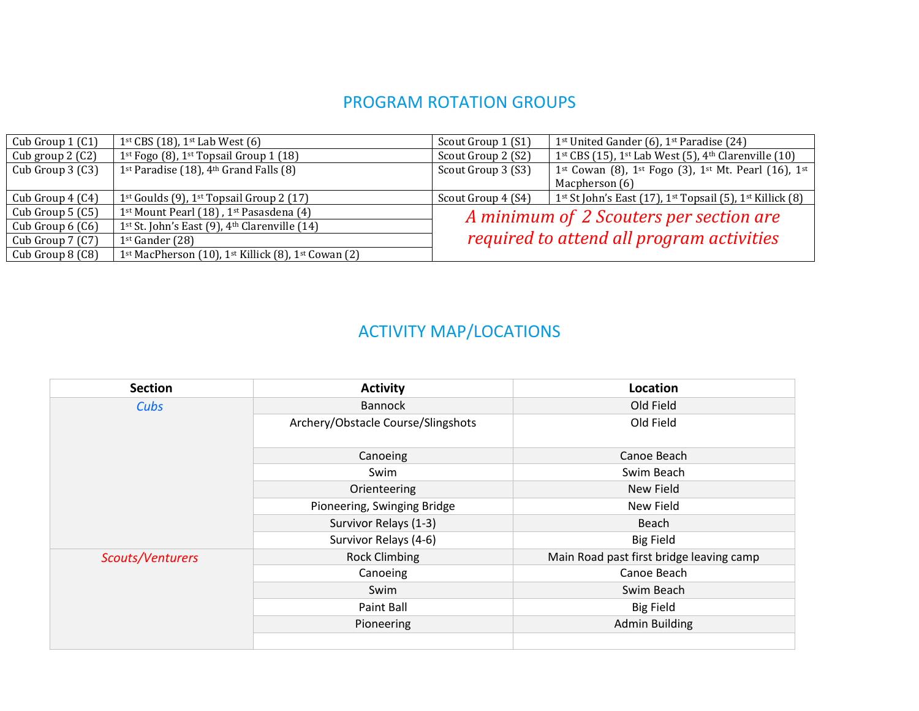## PROGRAM ROTATION GROUPS

| | | | |
|---|---|---|---|
| Cub Group 1 (C1) | 1st CBS (18), 1st Lab West (6) | Scout Group 1 (S1) | 1st United Gander (6), 1st Paradise (24) |
| Cub group 2 (C2) | 1st Fogo (8), 1st Topsail Group 1 (18) | Scout Group 2 (S2) | 1st CBS (15), 1st Lab West (5), 4th Clarenville (10) |
| Cub Group 3 (C3) | 1st Paradise (18), 4th Grand Falls (8) | Scout Group 3 (S3) | 1st Cowan (8), 1st Fogo (3), 1st Mt. Pearl (16), 1st Macpherson (6) |
| Cub Group 4 (C4) | 1st Goulds (9), 1st Topsail Group 2 (17) | Scout Group 4 (S4) | 1st St John's East (17), 1st Topsail (5), 1st Killick (8) |
| Cub Group 5 (C5) | 1st Mount Pearl (18) , 1st Pasasdena (4) | *A minimum of 2 Scouters per section are required to attend all program activities* | |
| Cub Group 6 (C6) | 1st St. John's East (9), 4th Clarenville (14) | | |
| Cub Group 7 (C7) | 1st Gander (28) | | |
| Cub Group 8 (C8) | 1st MacPherson (10), 1st Killick (8), 1st Cowan (2) | | |

## ACTIVITY MAP/LOCATIONS

| Section | Activity | Location |
|---|---|---|
| *Cubs* | Bannock | Old Field |
| | Archery/Obstacle Course/Slingshots | Old Field |
| | Canoeing | Canoe Beach |
| | Swim | Swim Beach |
| | Orienteering | New Field |
| | Pioneering, Swinging Bridge | New Field |
| | Survivor Relays (1-3) | Beach |
| | Survivor Relays (4-6) | Big Field |
| *Scouts/Venturers* | Rock Climbing | Main Road past first bridge leaving camp |
| | Canoeing | Canoe Beach |
| | Swim | Swim Beach |
| | Paint Ball | Big Field |
| | Pioneering | Admin Building |
| | | |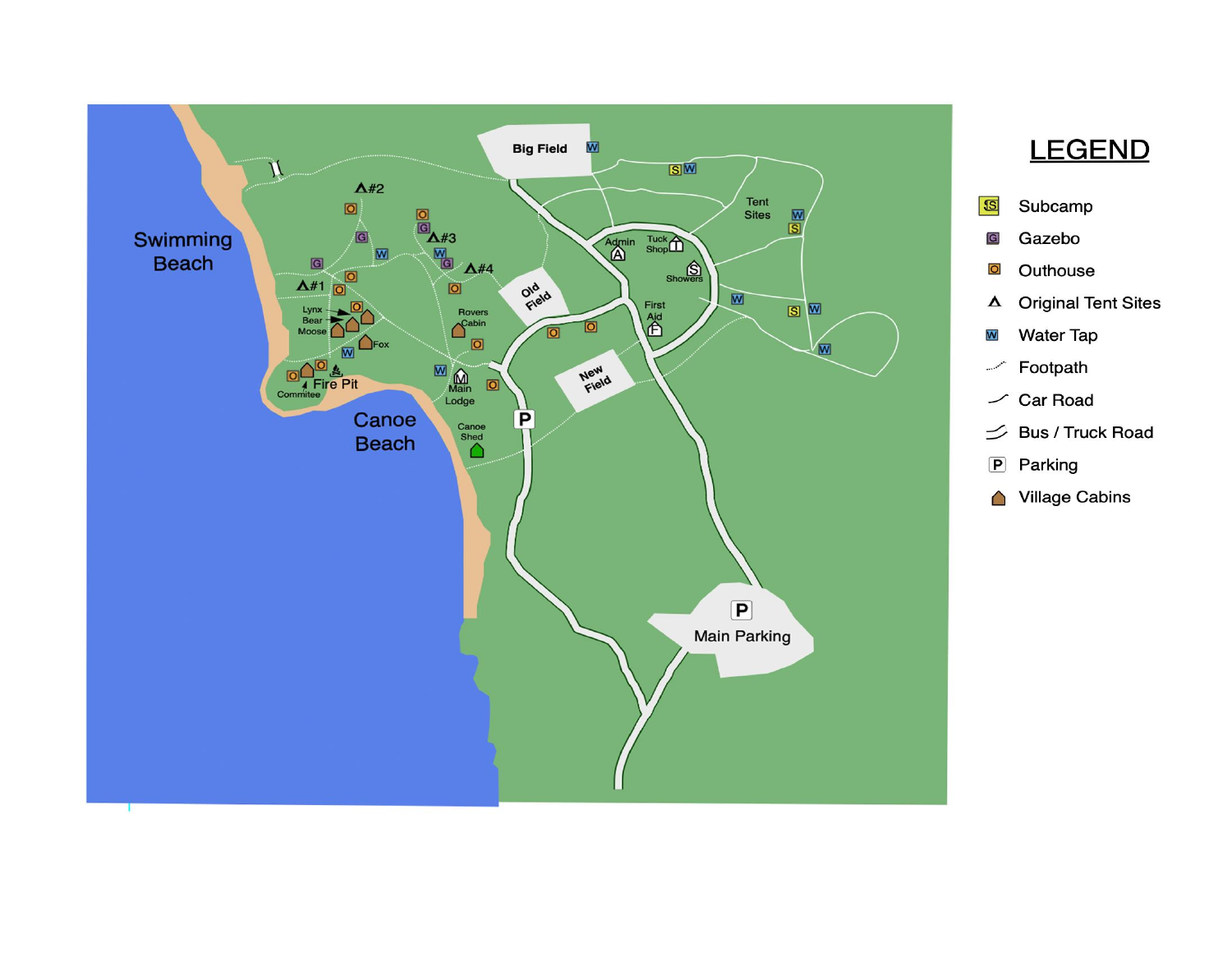Big Field

Tent Sites

Admin

Tuck Shop

Showers

Old Field

First Aid

New Field

Swimming Beach

Lynx

Bear

Moose

Fox

Rovers Cabin

Main Lodge

Fire Pit

Commitee

Canoe Beach

Canoe Shed

P

Main Parking

#1

#2

#3

#4

## LEGEND

- Subcamp
- Gazebo
- Outhouse
- Original Tent Sites
- Water Tap
- Footpath
- Car Road
- Bus / Truck Road
- Parking
- Village Cabins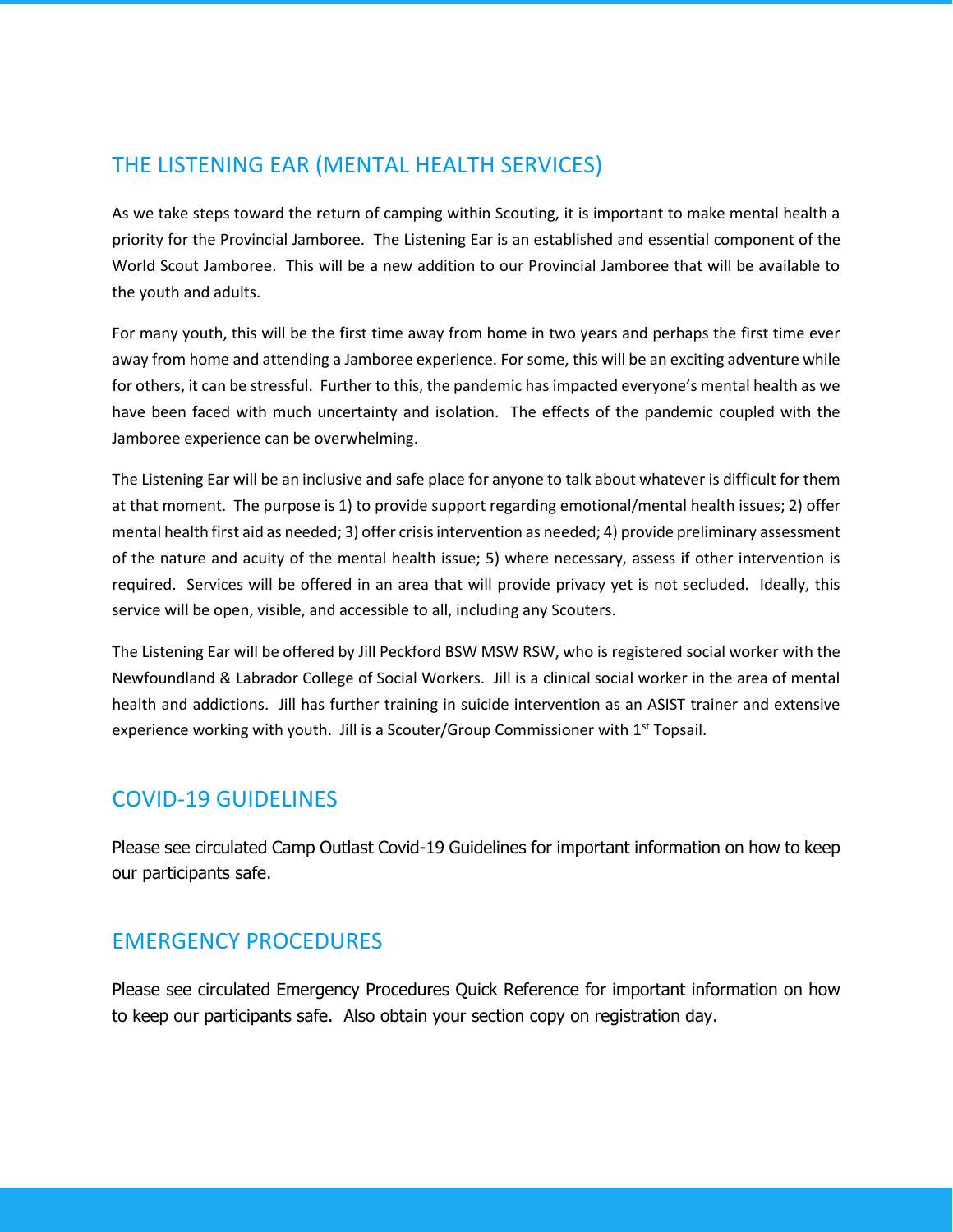## THE LISTENING EAR (MENTAL HEALTH SERVICES)

As we take steps toward the return of camping within Scouting, it is important to make mental health a priority for the Provincial Jamboree. The Listening Ear is an established and essential component of the World Scout Jamboree. This will be a new addition to our Provincial Jamboree that will be available to the youth and adults.

For many youth, this will be the first time away from home in two years and perhaps the first time ever away from home and attending a Jamboree experience. For some, this will be an exciting adventure while for others, it can be stressful. Further to this, the pandemic has impacted everyone's mental health as we have been faced with much uncertainty and isolation. The effects of the pandemic coupled with the Jamboree experience can be overwhelming.

The Listening Ear will be an inclusive and safe place for anyone to talk about whatever is difficult for them at that moment. The purpose is 1) to provide support regarding emotional/mental health issues; 2) offer mental health first aid as needed; 3) offer crisis intervention as needed; 4) provide preliminary assessment of the nature and acuity of the mental health issue; 5) where necessary, assess if other intervention is required. Services will be offered in an area that will provide privacy yet is not secluded. Ideally, this service will be open, visible, and accessible to all, including any Scouters.

The Listening Ear will be offered by Jill Peckford BSW MSW RSW, who is registered social worker with the Newfoundland & Labrador College of Social Workers. Jill is a clinical social worker in the area of mental health and addictions. Jill has further training in suicide intervention as an ASIST trainer and extensive experience working with youth. Jill is a Scouter/Group Commissioner with 1st Topsail.

## COVID-19 GUIDELINES

Please see circulated Camp Outlast Covid-19 Guidelines for important information on how to keep our participants safe.

## EMERGENCY PROCEDURES

Please see circulated Emergency Procedures Quick Reference for important information on how to keep our participants safe. Also obtain your section copy on registration day.